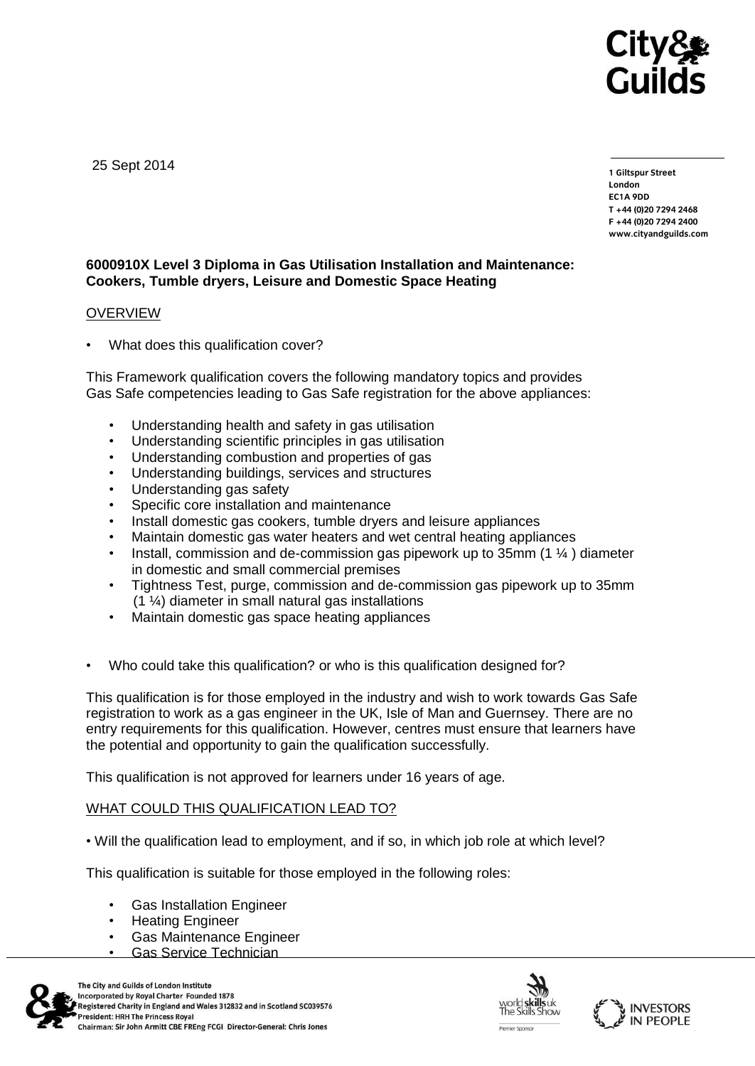25 Sept 2014

1 Giltspur Street
London
EC1A 9DD
T +44 (0)20 7294 2468
F +44 (0)20 7294 2400
www.cityandguilds.com

**6000910X Level 3 Diploma in Gas Utilisation Installation and Maintenance: Cookers, Tumble dryers, Leisure and Domestic Space Heating**

OVERVIEW

- What does this qualification cover?

This Framework qualification covers the following mandatory topics and provides Gas Safe competencies leading to Gas Safe registration for the above appliances:

- Understanding health and safety in gas utilisation
- Understanding scientific principles in gas utilisation
- Understanding combustion and properties of gas
- Understanding buildings, services and structures
- Understanding gas safety
- Specific core installation and maintenance
- Install domestic gas cookers, tumble dryers and leisure appliances
- Maintain domestic gas water heaters and wet central heating appliances
- Install, commission and de-commission gas pipework up to 35mm (1 ¼ ) diameter in domestic and small commercial premises
- Tightness Test, purge, commission and de-commission gas pipework up to 35mm (1 ¼) diameter in small natural gas installations
- Maintain domestic gas space heating appliances

- Who could take this qualification? or who is this qualification designed for?

This qualification is for those employed in the industry and wish to work towards Gas Safe registration to work as a gas engineer in the UK, Isle of Man and Guernsey. There are no entry requirements for this qualification. However, centres must ensure that learners have the potential and opportunity to gain the qualification successfully.

This qualification is not approved for learners under 16 years of age.

WHAT COULD THIS QUALIFICATION LEAD TO?

- Will the qualification lead to employment, and if so, in which job role at which level?

This qualification is suitable for those employed in the following roles:

- Gas Installation Engineer
- Heating Engineer
- Gas Maintenance Engineer
- Gas Service Technician

The City and Guilds of London Institute
Incorporated by Royal Charter Founded 1878
Registered Charity in England and Wales 312832 and in Scotland SC039576
President: HRH The Princess Royal
Chairman: Sir John Armitt CBE FREng FCGI Director-General: Chris Jones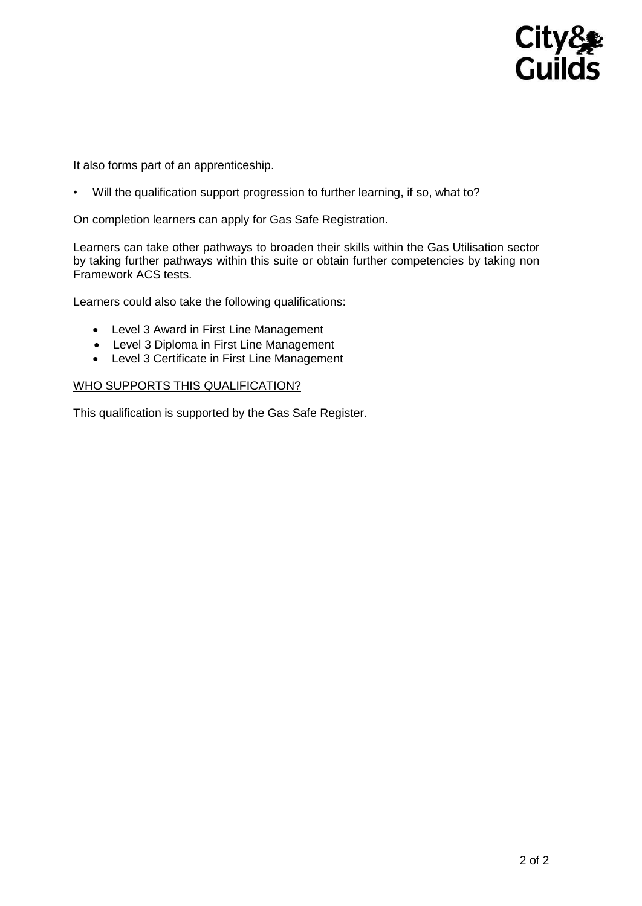It also forms part of an apprenticeship.

- Will the qualification support progression to further learning, if so, what to?

On completion learners can apply for Gas Safe Registration.

Learners can take other pathways to broaden their skills within the Gas Utilisation sector by taking further pathways within this suite or obtain further competencies by taking non Framework ACS tests.

Learners could also take the following qualifications:

- Level 3 Award in First Line Management
- Level 3 Diploma in First Line Management
- Level 3 Certificate in First Line Management

## WHO SUPPORTS THIS QUALIFICATION?

This qualification is supported by the Gas Safe Register.